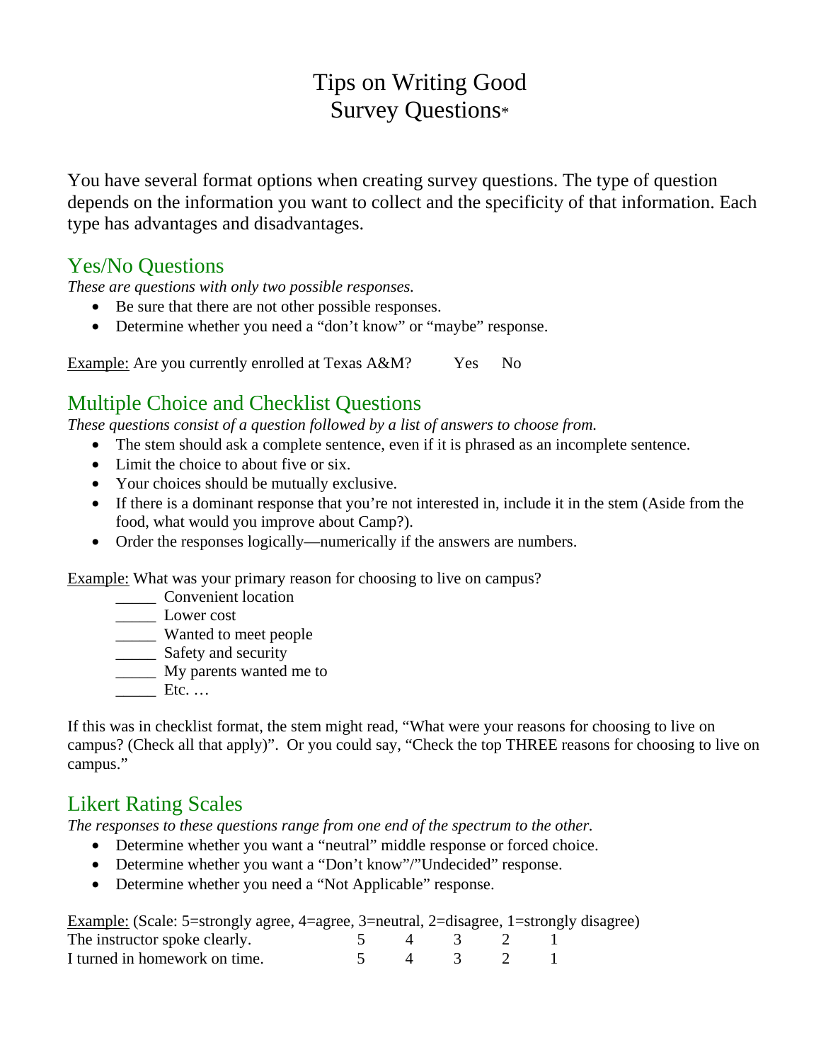# Tips on Writing Good Survey Questions*

You have several format options when creating survey questions. The type of question depends on the information you want to collect and the specificity of that information. Each type has advantages and disadvantages.

## Yes/No Questions

*These are questions with only two possible responses.*

- Be sure that there are not other possible responses.
- Determine whether you need a "don't know" or "maybe" response.

Example: Are you currently enrolled at Texas A&M? Yes No

## Multiple Choice and Checklist Questions

*These questions consist of a question followed by a list of answers to choose from.*

- The stem should ask a complete sentence, even if it is phrased as an incomplete sentence.
- Limit the choice to about five or six.
- Your choices should be mutually exclusive.
- If there is a dominant response that you're not interested in, include it in the stem (Aside from the food, what would you improve about Camp?).
- Order the responses logically—numerically if the answers are numbers.

Example: What was your primary reason for choosing to live on campus?

_____ Convenient location
_____ Lower cost
_____ Wanted to meet people
_____ Safety and security
_____ My parents wanted me to
_____ Etc. …

If this was in checklist format, the stem might read, "What were your reasons for choosing to live on campus? (Check all that apply)". Or you could say, "Check the top THREE reasons for choosing to live on campus."

## Likert Rating Scales

*The responses to these questions range from one end of the spectrum to the other.*

- Determine whether you want a "neutral" middle response or forced choice.
- Determine whether you want a "Don't know"/"Undecided" response.
- Determine whether you need a "Not Applicable" response.

Example: (Scale: 5=strongly agree, 4=agree, 3=neutral, 2=disagree, 1=strongly disagree)

| | | | | | |
|---|---|---|---|---|---|
| The instructor spoke clearly. | 5 | 4 | 3 | 2 | 1 |
| I turned in homework on time. | 5 | 4 | 3 | 2 | 1 |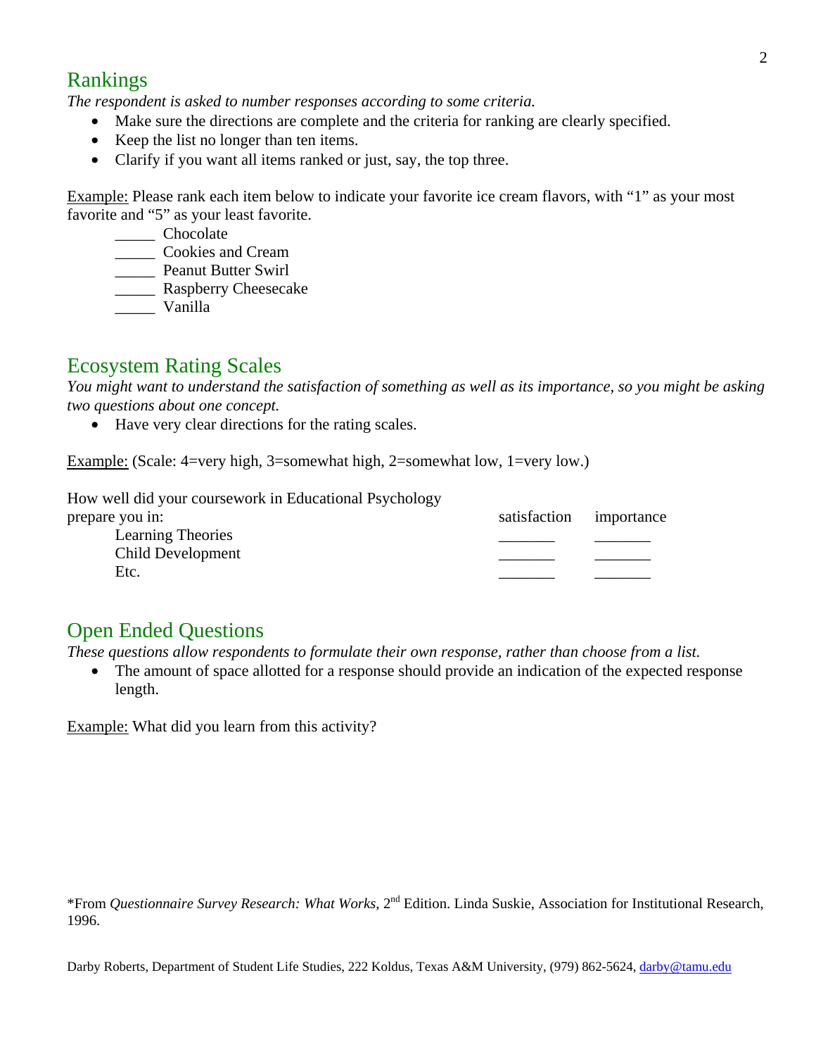## Rankings

*The respondent is asked to number responses according to some criteria.*

- Make sure the directions are complete and the criteria for ranking are clearly specified.
- Keep the list no longer than ten items.
- Clarify if you want all items ranked or just, say, the top three.

Example: Please rank each item below to indicate your favorite ice cream flavors, with "1" as your most favorite and "5" as your least favorite.

_____ Chocolate
_____ Cookies and Cream
_____ Peanut Butter Swirl
_____ Raspberry Cheesecake
_____ Vanilla

## Ecosystem Rating Scales

*You might want to understand the satisfaction of something as well as its importance, so you might be asking two questions about one concept.*

- Have very clear directions for the rating scales.

Example: (Scale: 4=very high, 3=somewhat high, 2=somewhat low, 1=very low.)

| How well did your coursework in Educational Psychology prepare you in: | satisfaction | importance |
|---|---|---|
| Learning Theories | _______ | _______ |
| Child Development | _______ | _______ |
| Etc. | _______ | _______ |

## Open Ended Questions

*These questions allow respondents to formulate their own response, rather than choose from a list.*

- The amount of space allotted for a response should provide an indication of the expected response length.

Example: What did you learn from this activity?

*From *Questionnaire Survey Research: What Works*, 2nd Edition. Linda Suskie, Association for Institutional Research, 1996.

Darby Roberts, Department of Student Life Studies, 222 Koldus, Texas A&M University, (979) 862-5624, darby@tamu.edu